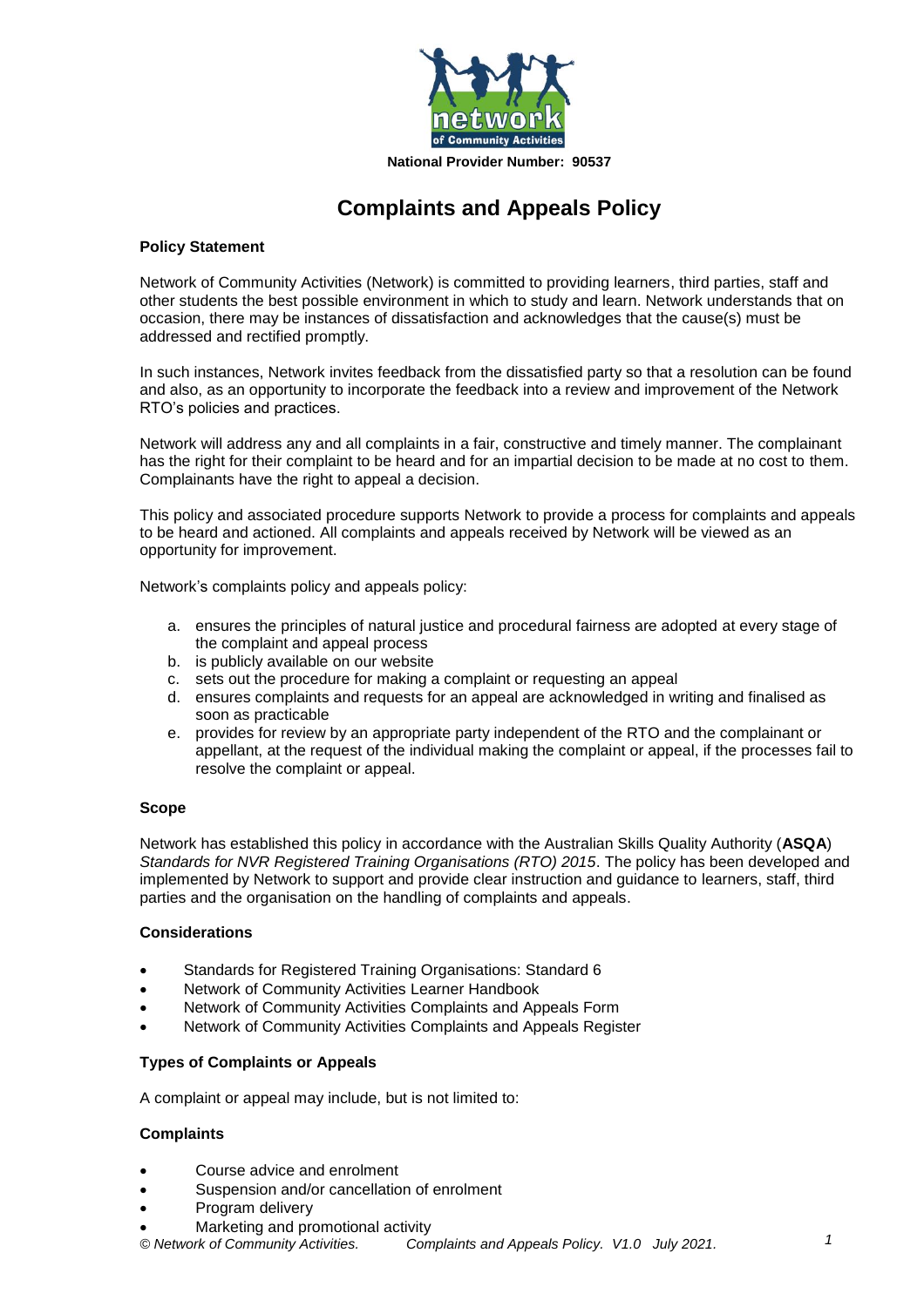National Provider Number: 90537

# Complaints and Appeals Policy

**Policy Statement**

Network of Community Activities (Network) is committed to providing learners, third parties, staff and other students the best possible environment in which to study and learn. Network understands that on occasion, there may be instances of dissatisfaction and acknowledges that the cause(s) must be addressed and rectified promptly.

In such instances, Network invites feedback from the dissatisfied party so that a resolution can be found and also, as an opportunity to incorporate the feedback into a review and improvement of the Network RTO's policies and practices.

Network will address any and all complaints in a fair, constructive and timely manner. The complainant has the right for their complaint to be heard and for an impartial decision to be made at no cost to them. Complainants have the right to appeal a decision.

This policy and associated procedure supports Network to provide a process for complaints and appeals to be heard and actioned. All complaints and appeals received by Network will be viewed as an opportunity for improvement.

Network's complaints policy and appeals policy:

a. ensures the principles of natural justice and procedural fairness are adopted at every stage of the complaint and appeal process
b. is publicly available on our website
c. sets out the procedure for making a complaint or requesting an appeal
d. ensures complaints and requests for an appeal are acknowledged in writing and finalised as soon as practicable
e. provides for review by an appropriate party independent of the RTO and the complainant or appellant, at the request of the individual making the complaint or appeal, if the processes fail to resolve the complaint or appeal.

**Scope**

Network has established this policy in accordance with the Australian Skills Quality Authority (**ASQA**) *Standards for NVR Registered Training Organisations (RTO) 2015*. The policy has been developed and implemented by Network to support and provide clear instruction and guidance to learners, staff, third parties and the organisation on the handling of complaints and appeals.

**Considerations**

- Standards for Registered Training Organisations: Standard 6
- Network of Community Activities Learner Handbook
- Network of Community Activities Complaints and Appeals Form
- Network of Community Activities Complaints and Appeals Register

**Types of Complaints or Appeals**

A complaint or appeal may include, but is not limited to:

**Complaints**

- Course advice and enrolment
- Suspension and/or cancellation of enrolment
- Program delivery
- Marketing and promotional activity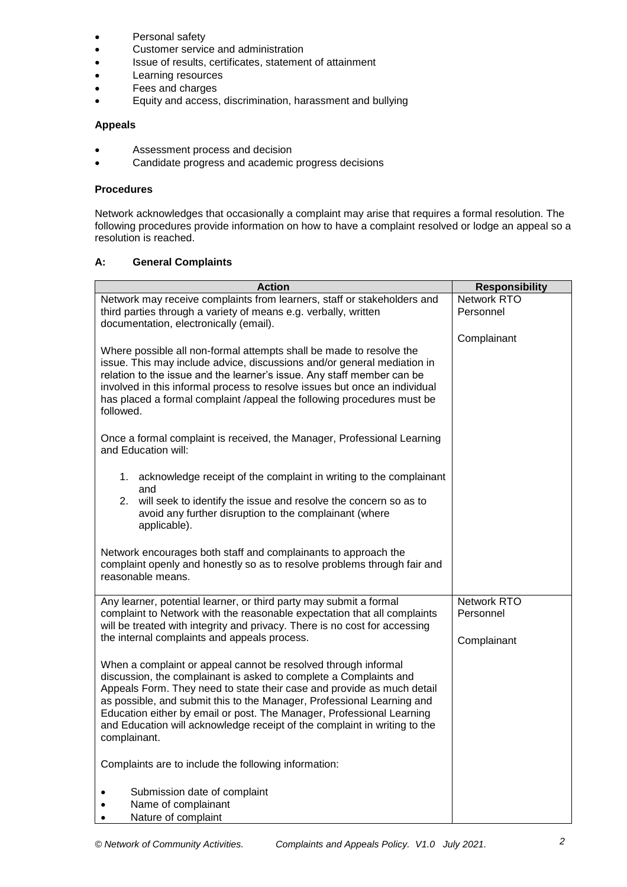- Personal safety
- Customer service and administration
- Issue of results, certificates, statement of attainment
- Learning resources
- Fees and charges
- Equity and access, discrimination, harassment and bullying

**Appeals**

- Assessment process and decision
- Candidate progress and academic progress decisions

**Procedures**

Network acknowledges that occasionally a complaint may arise that requires a formal resolution. The following procedures provide information on how to have a complaint resolved or lodge an appeal so a resolution is reached.

**A: General Complaints**

| Action | Responsibility |
|---|---|
| Network may receive complaints from learners, staff or stakeholders and third parties through a variety of means e.g. verbally, written documentation, electronically (email).<br><br>Where possible all non-formal attempts shall be made to resolve the issue. This may include advice, discussions and/or general mediation in relation to the issue and the learner's issue. Any staff member can be involved in this informal process to resolve issues but once an individual has placed a formal complaint /appeal the following procedures must be followed.<br><br>Once a formal complaint is received, the Manager, Professional Learning and Education will:<br><br>1. acknowledge receipt of the complaint in writing to the complainant and<br>2. will seek to identify the issue and resolve the concern so as to avoid any further disruption to the complainant (where applicable).<br><br>Network encourages both staff and complainants to approach the complaint openly and honestly so as to resolve problems through fair and reasonable means. | Network RTO Personnel<br><br>Complainant |
| Any learner, potential learner, or third party may submit a formal complaint to Network with the reasonable expectation that all complaints will be treated with integrity and privacy. There is no cost for accessing the internal complaints and appeals process.<br><br>When a complaint or appeal cannot be resolved through informal discussion, the complainant is asked to complete a Complaints and Appeals Form. They need to state their case and provide as much detail as possible, and submit this to the Manager, Professional Learning and Education either by email or post. The Manager, Professional Learning and Education will acknowledge receipt of the complaint in writing to the complainant.<br><br>Complaints are to include the following information:<br><br>• Submission date of complaint<br>• Name of complainant<br>• Nature of complaint | Network RTO Personnel<br><br>Complainant |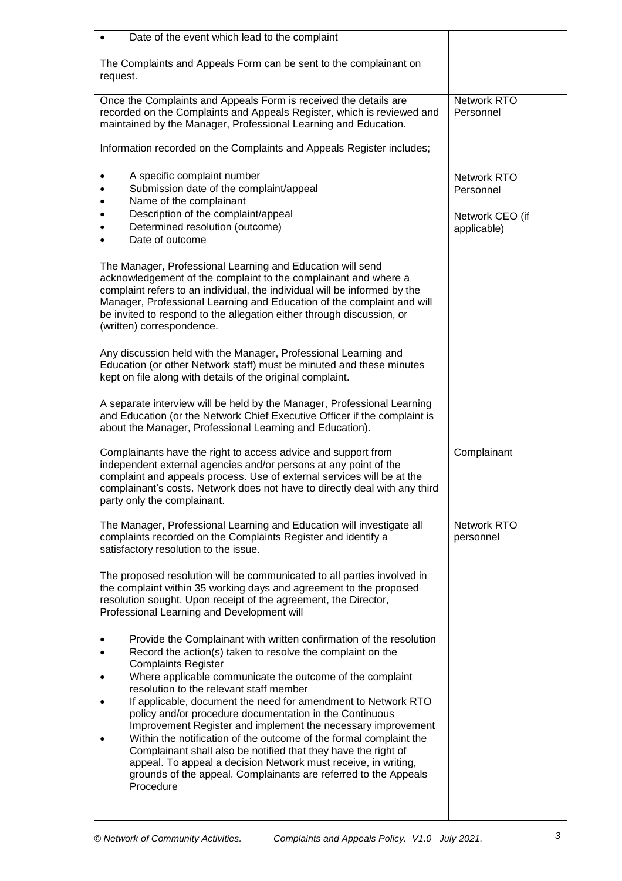| | |
|---|---|
| • Date of the event which lead to the complaint<br><br>The Complaints and Appeals Form can be sent to the complainant on request. | |
| Once the Complaints and Appeals Form is received the details are recorded on the Complaints and Appeals Register, which is reviewed and maintained by the Manager, Professional Learning and Education.<br><br>Information recorded on the Complaints and Appeals Register includes;<br><br>• A specific complaint number<br>• Submission date of the complaint/appeal<br>• Name of the complainant<br>• Description of the complaint/appeal<br>• Determined resolution (outcome)<br>• Date of outcome<br><br>The Manager, Professional Learning and Education will send acknowledgement of the complaint to the complainant and where a complaint refers to an individual, the individual will be informed by the Manager, Professional Learning and Education of the complaint and will be invited to respond to the allegation either through discussion, or (written) correspondence.<br><br>Any discussion held with the Manager, Professional Learning and Education (or other Network staff) must be minuted and these minutes kept on file along with details of the original complaint.<br><br>A separate interview will be held by the Manager, Professional Learning and Education (or the Network Chief Executive Officer if the complaint is about the Manager, Professional Learning and Education). | Network RTO Personnel<br><br>Network RTO Personnel<br><br>Network CEO (if applicable) |
| Complainants have the right to access advice and support from independent external agencies and/or persons at any point of the complaint and appeals process. Use of external services will be at the complainant's costs. Network does not have to directly deal with any third party only the complainant. | Complainant |
| The Manager, Professional Learning and Education will investigate all complaints recorded on the Complaints Register and identify a satisfactory resolution to the issue.<br><br>The proposed resolution will be communicated to all parties involved in the complaint within 35 working days and agreement to the proposed resolution sought. Upon receipt of the agreement, the Director, Professional Learning and Development will<br><br>• Provide the Complainant with written confirmation of the resolution<br>• Record the action(s) taken to resolve the complaint on the Complaints Register<br>• Where applicable communicate the outcome of the complaint resolution to the relevant staff member<br>• If applicable, document the need for amendment to Network RTO policy and/or procedure documentation in the Continuous Improvement Register and implement the necessary improvement<br>• Within the notification of the outcome of the formal complaint the Complainant shall also be notified that they have the right of appeal. To appeal a decision Network must receive, in writing, grounds of the appeal. Complainants are referred to the Appeals Procedure | Network RTO personnel |

*© Network of Community Activities. Complaints and Appeals Policy. V1.0 July 2021.*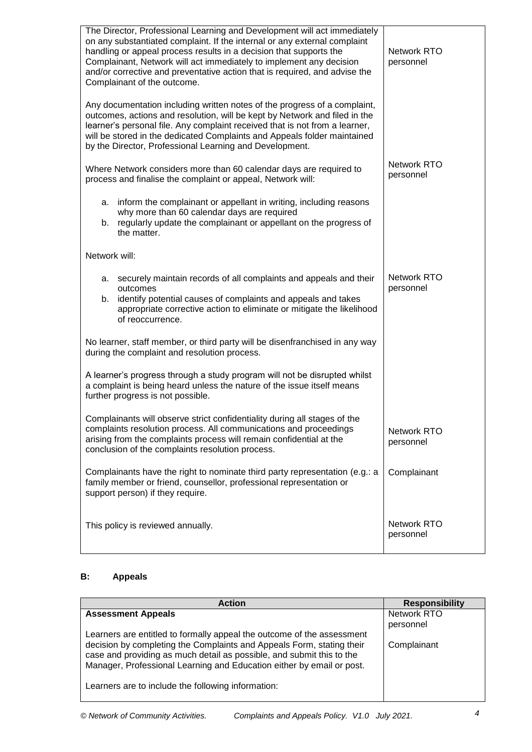| | |
|---|---|
| The Director, Professional Learning and Development will act immediately on any substantiated complaint. If the internal or any external complaint handling or appeal process results in a decision that supports the Complainant, Network will act immediately to implement any decision and/or corrective and preventative action that is required, and advise the Complainant of the outcome. | Network RTO personnel |
| Any documentation including written notes of the progress of a complaint, outcomes, actions and resolution, will be kept by Network and filed in the learner's personal file. Any complaint received that is not from a learner, will be stored in the dedicated Complaints and Appeals folder maintained by the Director, Professional Learning and Development. | |
| Where Network considers more than 60 calendar days are required to process and finalise the complaint or appeal, Network will:<br><br>a. inform the complainant or appellant in writing, including reasons why more than 60 calendar days are required<br>b. regularly update the complainant or appellant on the progress of the matter. | Network RTO personnel |
| Network will:<br><br>a. securely maintain records of all complaints and appeals and their outcomes<br>b. identify potential causes of complaints and appeals and takes appropriate corrective action to eliminate or mitigate the likelihood of reoccurrence. | Network RTO personnel |
| No learner, staff member, or third party will be disenfranchised in any way during the complaint and resolution process. | |
| A learner's progress through a study program will not be disrupted whilst a complaint is being heard unless the nature of the issue itself means further progress is not possible. | |
| Complainants will observe strict confidentiality during all stages of the complaints resolution process. All communications and proceedings arising from the complaints process will remain confidential at the conclusion of the complaints resolution process. | Network RTO personnel |
| Complainants have the right to nominate third party representation (e.g.: a family member or friend, counsellor, professional representation or support person) if they require. | Complainant |
| This policy is reviewed annually. | Network RTO personnel |

## B: Appeals

| Action | Responsibility |
|---|---|
| **Assessment Appeals**<br><br>Learners are entitled to formally appeal the outcome of the assessment decision by completing the Complaints and Appeals Form, stating their case and providing as much detail as possible, and submit this to the Manager, Professional Learning and Education either by email or post.<br><br>Learners are to include the following information: | Network RTO personnel<br><br>Complainant |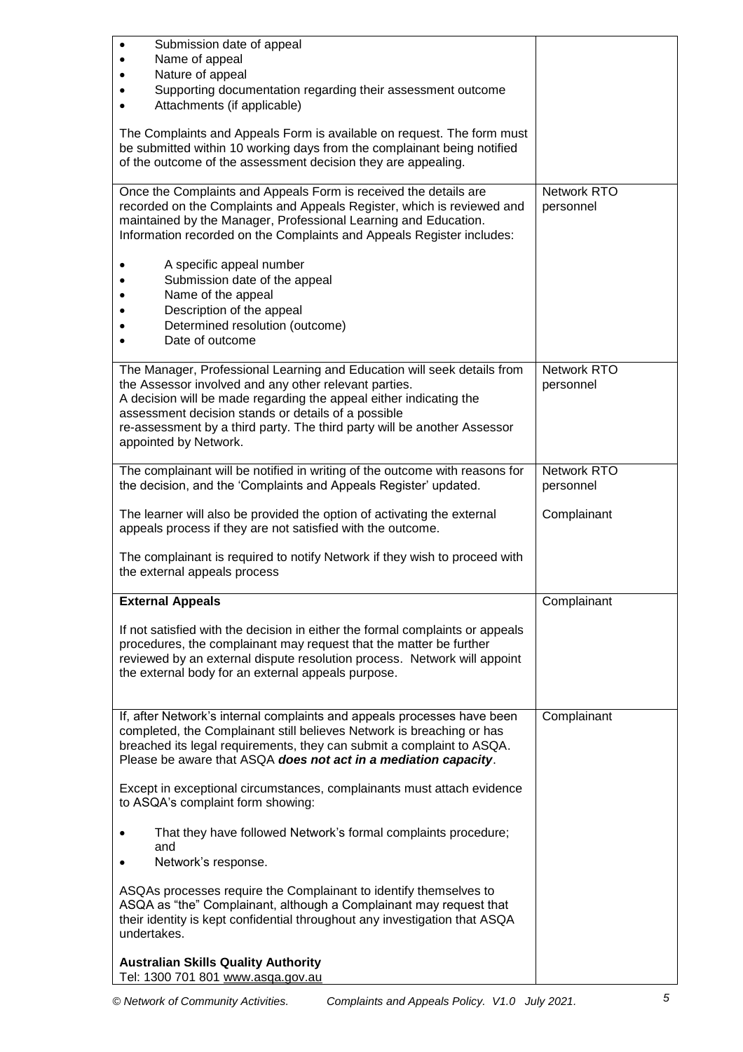| | |
|---|---|
| • Submission date of appeal<br>• Name of appeal<br>• Nature of appeal<br>• Supporting documentation regarding their assessment outcome<br>• Attachments (if applicable)<br><br>The Complaints and Appeals Form is available on request. The form must be submitted within 10 working days from the complainant being notified of the outcome of the assessment decision they are appealing. | |
| Once the Complaints and Appeals Form is received the details are recorded on the Complaints and Appeals Register, which is reviewed and maintained by the Manager, Professional Learning and Education. Information recorded on the Complaints and Appeals Register includes:<br><br>• A specific appeal number<br>• Submission date of the appeal<br>• Name of the appeal<br>• Description of the appeal<br>• Determined resolution (outcome)<br>• Date of outcome | Network RTO personnel |
| The Manager, Professional Learning and Education will seek details from the Assessor involved and any other relevant parties.<br>A decision will be made regarding the appeal either indicating the assessment decision stands or details of a possible re-assessment by a third party. The third party will be another Assessor appointed by Network. | Network RTO personnel |
| The complainant will be notified in writing of the outcome with reasons for the decision, and the 'Complaints and Appeals Register' updated.<br><br>The learner will also be provided the option of activating the external appeals process if they are not satisfied with the outcome.<br><br>The complainant is required to notify Network if they wish to proceed with the external appeals process | Network RTO personnel<br><br>Complainant |
| **External Appeals**<br><br>If not satisfied with the decision in either the formal complaints or appeals procedures, the complainant may request that the matter be further reviewed by an external dispute resolution process. Network will appoint the external body for an external appeals purpose. | Complainant |
| If, after Network's internal complaints and appeals processes have been completed, the Complainant still believes Network is breaching or has breached its legal requirements, they can submit a complaint to ASQA. Please be aware that ASQA ***does not act in a mediation capacity***.<br><br>Except in exceptional circumstances, complainants must attach evidence to ASQA's complaint form showing:<br><br>• That they have followed Network's formal complaints procedure; and<br>• Network's response.<br><br>ASQAs processes require the Complainant to identify themselves to ASQA as "the" Complainant, although a Complainant may request that their identity is kept confidential throughout any investigation that ASQA undertakes.<br><br>**Australian Skills Quality Authority**<br>Tel: 1300 701 801 www.asqa.gov.au | Complainant |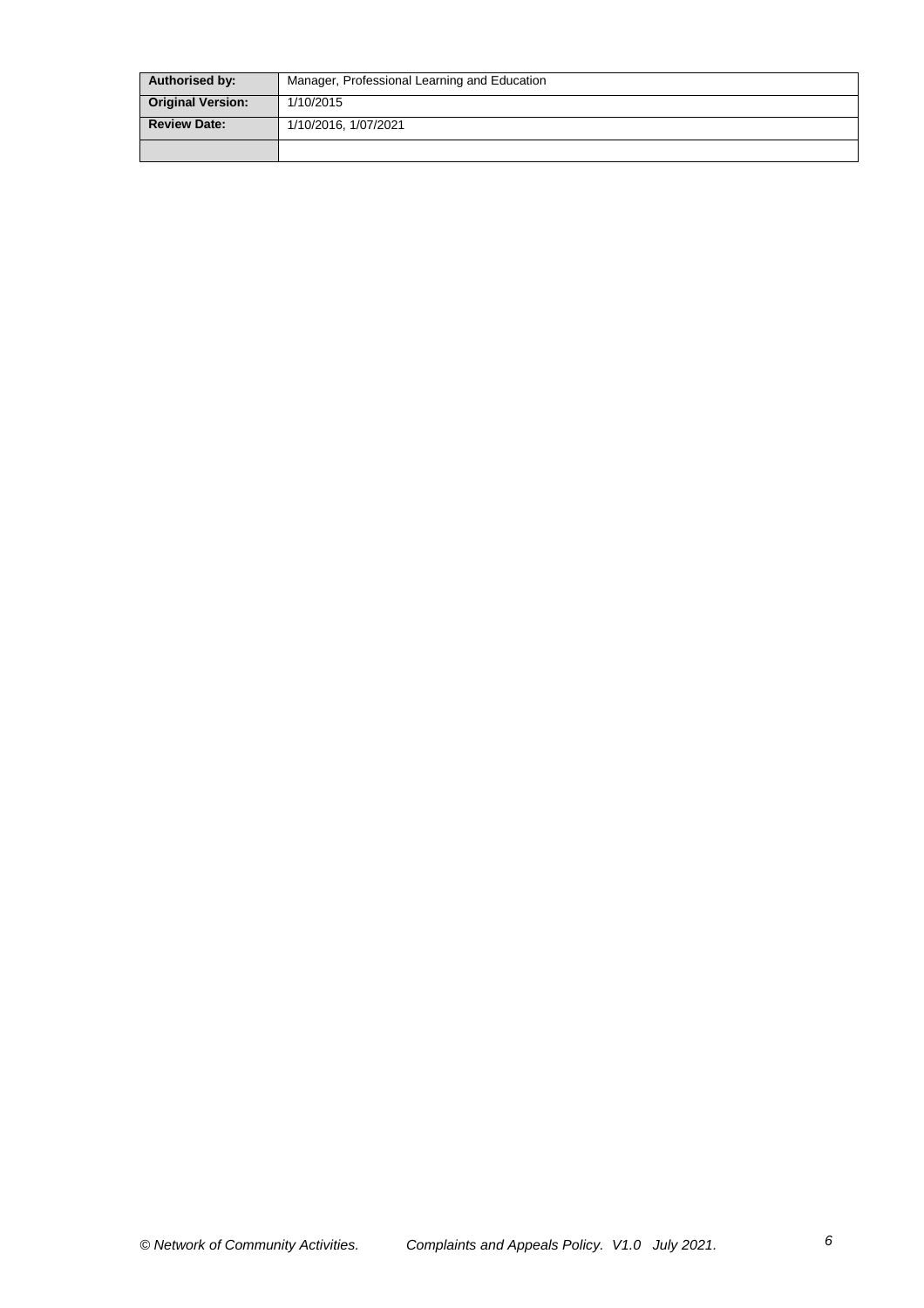| | |
|---|---|
| **Authorised by:** | Manager, Professional Learning and Education |
| **Original Version:** | 1/10/2015 |
| **Review Date:** | 1/10/2016, 1/07/2021 |
| | |